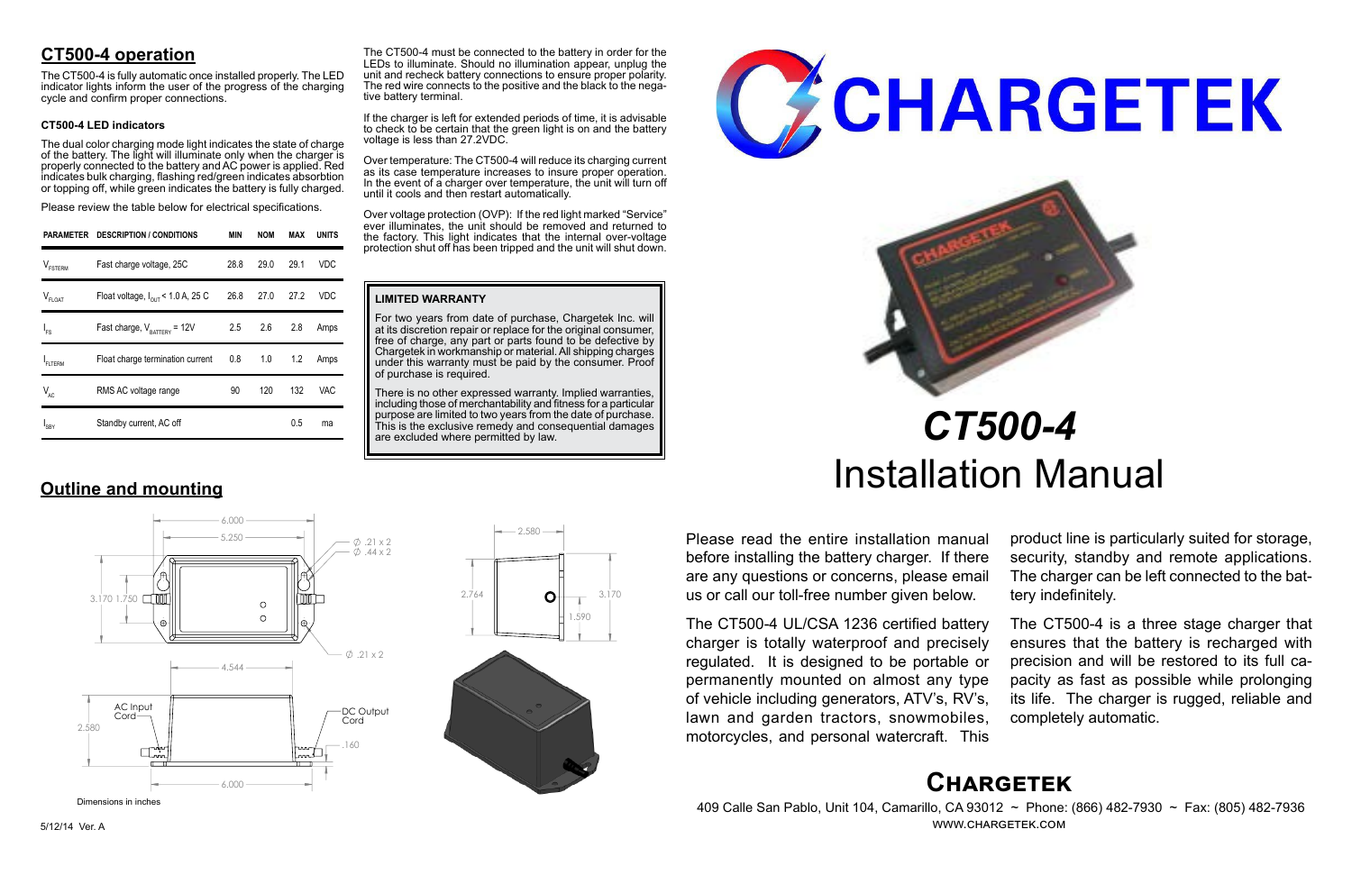## CT500-4 operation

The CT500-4 is fully automatic once installed properly. The LED indicator lights inform the user of the progress of the charging cycle and confirm proper connections.

### CT500-4 LED indicators

The dual color charging mode light indicates the state of charge of the battery. The light will illuminate only when the charger is properly connected to the battery and AC power is applied. Red indicates bulk charging, flashing red/green indicates absorbtion or topping off, while green indicates the battery is fully charged.

Please review the table below for electrical specifications.

| PARAMETER | DESCRIPTION / CONDITIONS | MIN | NOM | MAX | UNITS |
|---|---|---|---|---|---|
| $V_{FSTERM}$ | Fast charge voltage, 25C | 28.8 | 29.0 | 29.1 | VDC |
| $V_{FLOAT}$ | Float voltage, $I_{OUT}$ < 1.0 A, 25 C | 26.8 | 27.0 | 27.2 | VDC |
| $I_{FS}$ | Fast charge, $V_{BATTERY}$ = 12V | 2.5 | 2.6 | 2.8 | Amps |
| $I_{FLTERM}$ | Float charge termination current | 0.8 | 1.0 | 1.2 | Amps |
| $V_{AC}$ | RMS AC voltage range | 90 | 120 | 132 | VAC |
| $I_{SBY}$ | Standby current, AC off | | | 0.5 | ma |

The CT500-4 must be connected to the battery in order for the LEDs to illuminate. Should no illumination appear, unplug the unit and recheck battery connections to ensure proper polarity. The red wire connects to the positive and the black to the negative battery terminal.

If the charger is left for extended periods of time, it is advisable to check to be certain that the green light is on and the battery voltage is less than 27.2VDC.

Over temperature: The CT500-4 will reduce its charging current as its case temperature increases to insure proper operation. In the event of a charger over temperature, the unit will turn off until it cools and then restart automatically.

Over voltage protection (OVP): If the red light marked "Service" ever illuminates, the unit should be removed and returned to the factory. This light indicates that the internal over-voltage protection shut off has been tripped and the unit will shut down.

**LIMITED WARRANTY**

For two years from date of purchase, Chargetek Inc. will at its discretion repair or replace for the original consumer, free of charge, any part or parts found to be defective by Chargetek in workmanship or material. All shipping charges under this warranty must be paid by the consumer. Proof of purchase is required.

There is no other expressed warranty. Implied warranties, including those of merchantability and fitness for a particular purpose are limited to two years from the date of purchase. This is the exclusive remedy and consequential damages are excluded where permitted by law.

## Outline and mounting

6.000
5.250
∅ .21 x 2
∅ .44 x 2
3.170 1.750
∅ .21 x 2
4.544
AC Input Cord
DC Output Cord
2.580
.160
6.000
2.580
2.764
3.170
1.590

Dimensions in inches

5/12/14 Ver. A

# CHARGETEK

# *CT500-4*
# Installation Manual

Please read the entire installation manual before installing the battery charger. If there are any questions or concerns, please email us or call our toll-free number given below.

The CT500-4 UL/CSA 1236 certified battery charger is totally waterproof and precisely regulated. It is designed to be portable or permanently mounted on almost any type of vehicle including generators, ATV's, RV's, lawn and garden tractors, snowmobiles, motorcycles, and personal watercraft. This product line is particularly suited for storage, security, standby and remote applications. The charger can be left connected to the battery indefinitely.

The CT500-4 is a three stage charger that ensures that the battery is recharged with precision and will be restored to its full capacity as fast as possible while prolonging its life. The charger is rugged, reliable and completely automatic.

## Chargetek

409 Calle San Pablo, Unit 104, Camarillo, CA 93012 ~ Phone: (866) 482-7930 ~ Fax: (805) 482-7936
WWW.CHARGETEK.COM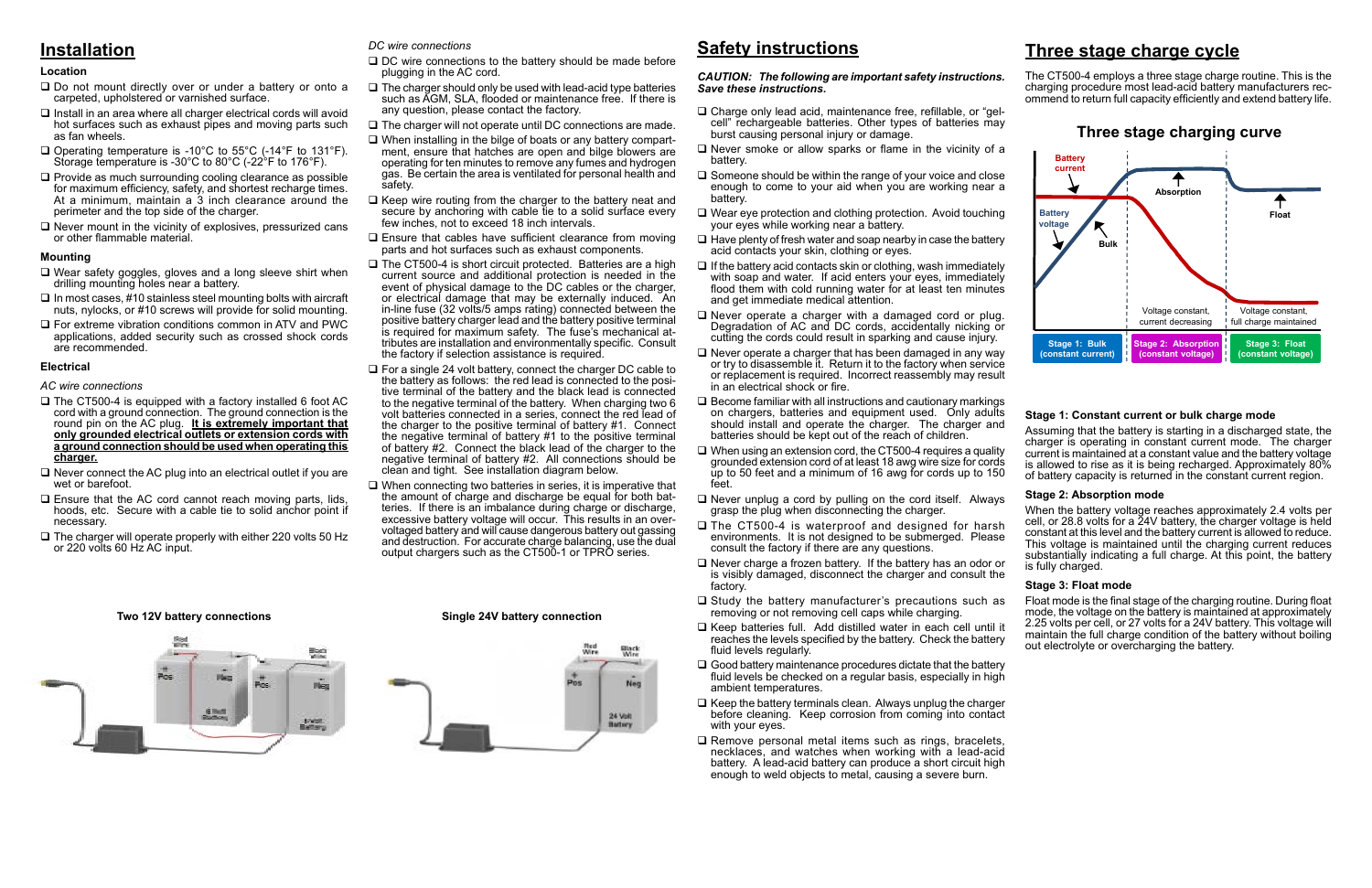## Installation

### Location

- ❑ Do not mount directly over or under a battery or onto a carpeted, upholstered or varnished surface.
- ❑ Install in an area where all charger electrical cords will avoid hot surfaces such as exhaust pipes and moving parts such as fan wheels.
- ❑ Operating temperature is -10°C to 55°C (-14°F to 131°F). Storage temperature is -30°C to 80°C (-22°F to 176°F).
- ❑ Provide as much surrounding cooling clearance as possible for maximum efficiency, safety, and shortest recharge times. At a minimum, maintain a 3 inch clearance around the perimeter and the top side of the charger.
- ❑ Never mount in the vicinity of explosives, pressurized cans or other flammable material.

### Mounting

- ❑ Wear safety goggles, gloves and a long sleeve shirt when drilling mounting holes near a battery.
- ❑ In most cases, #10 stainless steel mounting bolts with aircraft nuts, nylocks, or #10 screws will provide for solid mounting.
- ❑ For extreme vibration conditions common in ATV and PWC applications, added security such as crossed shock cords are recommended.

### Electrical

*AC wire connections*

- ❑ The CT500-4 is equipped with a factory installed 6 foot AC cord with a ground connection. The ground connection is the round pin on the AC plug. **It is extremely important that only grounded electrical outlets or extension cords with a ground connection should be used when operating this charger.**
- ❑ Never connect the AC plug into an electrical outlet if you are wet or barefoot.
- ❑ Ensure that the AC cord cannot reach moving parts, lids, hoods, etc. Secure with a cable tie to solid anchor point if necessary.
- ❑ The charger will operate properly with either 220 volts 50 Hz or 220 volts 60 Hz AC input.

*DC wire connections*

- ❑ DC wire connections to the battery should be made before plugging in the AC cord.
- ❑ The charger should only be used with lead-acid type batteries such as AGM, SLA, flooded or maintenance free. If there is any question, please contact the factory.
- ❑ The charger will not operate until DC connections are made.
- ❑ When installing in the bilge of boats or any battery compartment, ensure that hatches are open and bilge blowers are operating for ten minutes to remove any fumes and hydrogen gas. Be certain the area is ventilated for personal health and safety.
- ❑ Keep wire routing from the charger to the battery neat and secure by anchoring with cable tie to a solid surface every few inches, not to exceed 18 inch intervals.
- ❑ Ensure that cables have sufficient clearance from moving parts and hot surfaces such as exhaust components.
- ❑ The CT500-4 is short circuit protected. Batteries are a high current source and additional protection is needed in the event of physical damage to the DC cables or the charger, or electrical damage that may be externally induced. An in-line fuse (32 volts/5 amps rating) connected between the positive battery charger lead and the battery positive terminal is required for maximum safety. The fuse's mechanical attributes are installation and environmentally specific. Consult the factory if selection assistance is required.
- ❑ For a single 24 volt battery, connect the charger DC cable to the battery as follows: the red lead is connected to the positive terminal of the battery and the black lead is connected to the negative terminal of the battery. When charging two 6 volt batteries connected in a series, connect the red lead of the charger to the positive terminal of battery #1. Connect the negative terminal of battery #1 to the positive terminal of battery #2. Connect the black lead of the charger to the negative terminal of battery #2. All connections should be clean and tight. See installation diagram below.
- ❑ When connecting two batteries in series, it is imperative that the amount of charge and discharge be equal for both batteries. If there is an imbalance during charge or discharge, excessive battery voltage will occur. This results in an overvoltaged battery and will cause dangerous battery out gassing and destruction. For accurate charge balancing, use the dual output chargers such as the CT500-1 or TPRO series.

**Two 12V battery connections**

Red Wire
Black Wire
Pos
Neg
Pos
Neg
6 Volt Battery
6 Volt Battery

**Single 24V battery connection**

Red Wire
Black Wire
Pos
Neg
24 Volt Battery

## Safety instructions

***CAUTION: The following are important safety instructions. Save these instructions.***

- ❑ Charge only lead acid, maintenance free, refillable, or "gel-cell" rechargeable batteries. Other types of batteries may burst causing personal injury or damage.
- ❑ Never smoke or allow sparks or flame in the vicinity of a battery.
- ❑ Someone should be within the range of your voice and close enough to come to your aid when you are working near a battery.
- ❑ Wear eye protection and clothing protection. Avoid touching your eyes while working near a battery.
- ❑ Have plenty of fresh water and soap nearby in case the battery acid contacts your skin, clothing or eyes.
- ❑ If the battery acid contacts skin or clothing, wash immediately with soap and water. If acid enters your eyes, immediately flood them with cold running water for at least ten minutes and get immediate medical attention.
- ❑ Never operate a charger with a damaged cord or plug. Degradation of AC and DC cords, accidentally nicking or cutting the cords could result in sparking and cause injury.
- ❑ Never operate a charger that has been damaged in any way or try to disassemble it. Return it to the factory when service or replacement is required. Incorrect reassembly may result in an electrical shock or fire.
- ❑ Become familiar with all instructions and cautionary markings on chargers, batteries and equipment used. Only adults should install and operate the charger. The charger and batteries should be kept out of the reach of children.
- ❑ When using an extension cord, the CT500-4 requires a quality grounded extension cord of at least 18 awg wire size for cords up to 50 feet and a minimum of 16 awg for cords up to 150 feet.
- ❑ Never unplug a cord by pulling on the cord itself. Always grasp the plug when disconnecting the charger.
- ❑ The CT500-4 is waterproof and designed for harsh environments. It is not designed to be submerged. Please consult the factory if there are any questions.
- ❑ Never charge a frozen battery. If the battery has an odor or is visibly damaged, disconnect the charger and consult the factory.
- ❑ Study the battery manufacturer's precautions such as removing or not removing cell caps while charging.
- ❑ Keep batteries full. Add distilled water in each cell until it reaches the levels specified by the battery. Check the battery fluid levels regularly.
- ❑ Good battery maintenance procedures dictate that the battery fluid levels be checked on a regular basis, especially in high ambient temperatures.
- ❑ Keep the battery terminals clean. Always unplug the charger before cleaning. Keep corrosion from coming into contact with your eyes.
- ❑ Remove personal metal items such as rings, bracelets, necklaces, and watches when working with a lead-acid battery. A lead-acid battery can produce a short circuit high enough to weld objects to metal, causing a severe burn.

## Three stage charge cycle

The CT500-4 employs a three stage charge routine. This is the charging procedure most lead-acid battery manufacturers recommend to return full capacity efficiently and extend battery life.

### Three stage charging curve

Battery current
Battery voltage
Bulk
Absorption
Float
Voltage constant, current decreasing
Voltage constant, full charge maintained
Stage 1: Bulk (constant current)
Stage 2: Absorption (constant voltage)
Stage 3: Float (constant voltage)

### Stage 1: Constant current or bulk charge mode

Assuming that the battery is starting in a discharged state, the charger is operating in constant current mode. The charger current is maintained at a constant value and the battery voltage is allowed to rise as it is being recharged. Approximately 80% of battery capacity is returned in the constant current region.

### Stage 2: Absorption mode

When the battery voltage reaches approximately 2.4 volts per cell, or 28.8 volts for a 24V battery, the charger voltage is held constant at this level and the battery current is allowed to reduce. This voltage is maintained until the charging current reduces substantially indicating a full charge. At this point, the battery is fully charged.

### Stage 3: Float mode

Float mode is the final stage of the charging routine. During float mode, the voltage on the battery is maintained at approximately 2.25 volts per cell, or 27 volts for a 24V battery. This voltage will maintain the full charge condition of the battery without boiling out electrolyte or overcharging the battery.